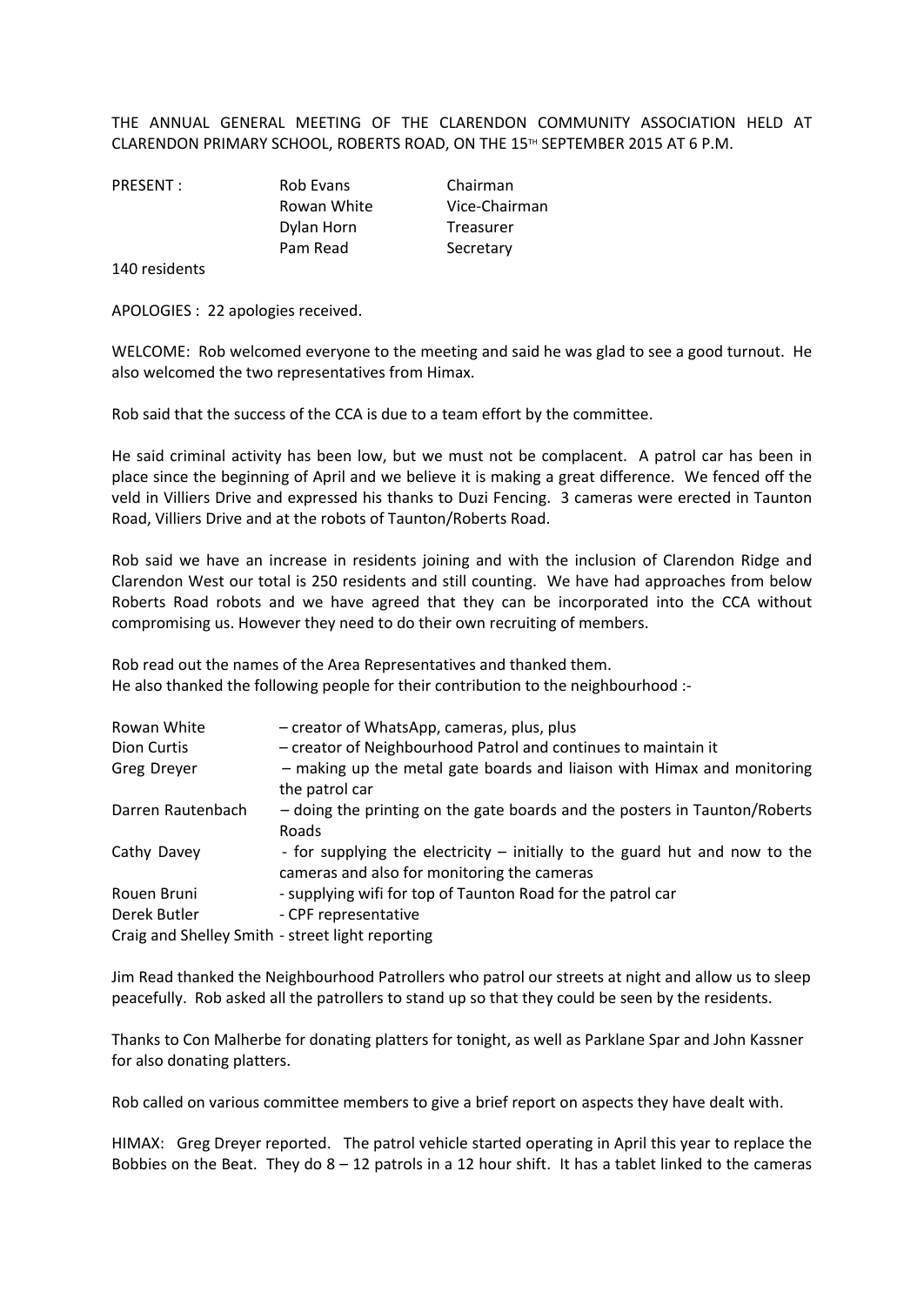THE ANNUAL GENERAL MEETING OF THE CLARENDON COMMUNITY ASSOCIATION HELD AT CLARENDON PRIMARY SCHOOL, ROBERTS ROAD, ON THE 15TH SEPTEMBER 2015 AT 6 P.M.

| PRESENT : | Rob Evans | Chairman |
|---|---|---|
| | Rowan White | Vice-Chairman |
| | Dylan Horn | Treasurer |
| | Pam Read | Secretary |

140 residents

APOLOGIES : 22 apologies received.

WELCOME: Rob welcomed everyone to the meeting and said he was glad to see a good turnout. He also welcomed the two representatives from Himax.

Rob said that the success of the CCA is due to a team effort by the committee.

He said criminal activity has been low, but we must not be complacent. A patrol car has been in place since the beginning of April and we believe it is making a great difference. We fenced off the veld in Villiers Drive and expressed his thanks to Duzi Fencing. 3 cameras were erected in Taunton Road, Villiers Drive and at the robots of Taunton/Roberts Road.

Rob said we have an increase in residents joining and with the inclusion of Clarendon Ridge and Clarendon West our total is 250 residents and still counting. We have had approaches from below Roberts Road robots and we have agreed that they can be incorporated into the CCA without compromising us. However they need to do their own recruiting of members.

Rob read out the names of the Area Representatives and thanked them.
He also thanked the following people for their contribution to the neighbourhood :-

| | |
|---|---|
| Rowan White | – creator of WhatsApp, cameras, plus, plus |
| Dion Curtis | – creator of Neighbourhood Patrol and continues to maintain it |
| Greg Dreyer | – making up the metal gate boards and liaison with Himax and monitoring the patrol car |
| Darren Rautenbach | – doing the printing on the gate boards and the posters in Taunton/Roberts Roads |
| Cathy Davey | - for supplying the electricity – initially to the guard hut and now to the cameras and also for monitoring the cameras |
| Rouen Bruni | - supplying wifi for top of Taunton Road for the patrol car |
| Derek Butler | - CPF representative |
| Craig and Shelley Smith | - street light reporting |

Jim Read thanked the Neighbourhood Patrollers who patrol our streets at night and allow us to sleep peacefully. Rob asked all the patrollers to stand up so that they could be seen by the residents.

Thanks to Con Malherbe for donating platters for tonight, as well as Parklane Spar and John Kassner for also donating platters.

Rob called on various committee members to give a brief report on aspects they have dealt with.

HIMAX: Greg Dreyer reported. The patrol vehicle started operating in April this year to replace the Bobbies on the Beat. They do 8 – 12 patrols in a 12 hour shift. It has a tablet linked to the cameras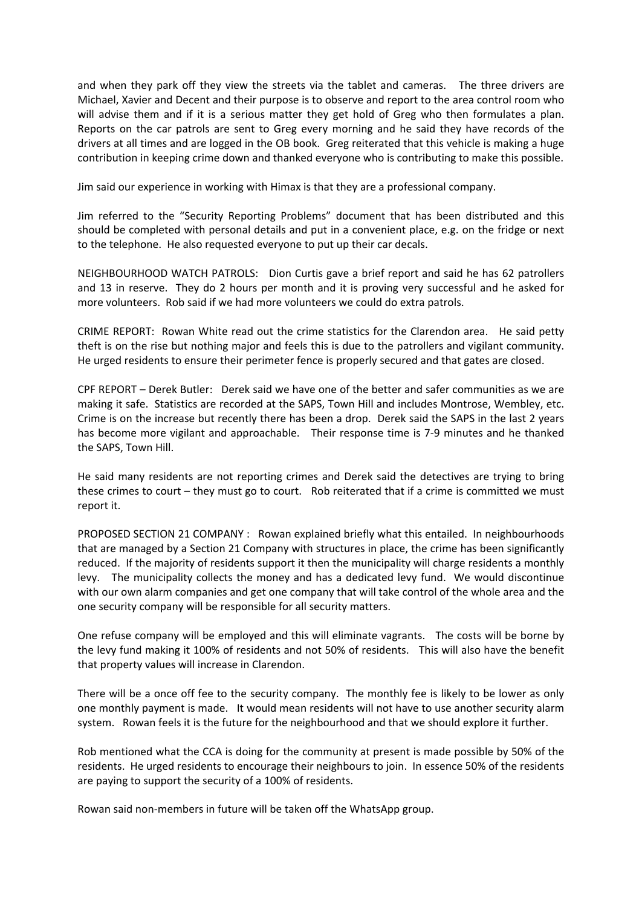and when they park off they view the streets via the tablet and cameras. The three drivers are Michael, Xavier and Decent and their purpose is to observe and report to the area control room who will advise them and if it is a serious matter they get hold of Greg who then formulates a plan. Reports on the car patrols are sent to Greg every morning and he said they have records of the drivers at all times and are logged in the OB book. Greg reiterated that this vehicle is making a huge contribution in keeping crime down and thanked everyone who is contributing to make this possible.

Jim said our experience in working with Himax is that they are a professional company.

Jim referred to the "Security Reporting Problems" document that has been distributed and this should be completed with personal details and put in a convenient place, e.g. on the fridge or next to the telephone. He also requested everyone to put up their car decals.

NEIGHBOURHOOD WATCH PATROLS: Dion Curtis gave a brief report and said he has 62 patrollers and 13 in reserve. They do 2 hours per month and it is proving very successful and he asked for more volunteers. Rob said if we had more volunteers we could do extra patrols.

CRIME REPORT: Rowan White read out the crime statistics for the Clarendon area. He said petty theft is on the rise but nothing major and feels this is due to the patrollers and vigilant community. He urged residents to ensure their perimeter fence is properly secured and that gates are closed.

CPF REPORT – Derek Butler: Derek said we have one of the better and safer communities as we are making it safe. Statistics are recorded at the SAPS, Town Hill and includes Montrose, Wembley, etc. Crime is on the increase but recently there has been a drop. Derek said the SAPS in the last 2 years has become more vigilant and approachable. Their response time is 7-9 minutes and he thanked the SAPS, Town Hill.

He said many residents are not reporting crimes and Derek said the detectives are trying to bring these crimes to court – they must go to court. Rob reiterated that if a crime is committed we must report it.

PROPOSED SECTION 21 COMPANY : Rowan explained briefly what this entailed. In neighbourhoods that are managed by a Section 21 Company with structures in place, the crime has been significantly reduced. If the majority of residents support it then the municipality will charge residents a monthly levy. The municipality collects the money and has a dedicated levy fund. We would discontinue with our own alarm companies and get one company that will take control of the whole area and the one security company will be responsible for all security matters.

One refuse company will be employed and this will eliminate vagrants. The costs will be borne by the levy fund making it 100% of residents and not 50% of residents. This will also have the benefit that property values will increase in Clarendon.

There will be a once off fee to the security company. The monthly fee is likely to be lower as only one monthly payment is made. It would mean residents will not have to use another security alarm system. Rowan feels it is the future for the neighbourhood and that we should explore it further.

Rob mentioned what the CCA is doing for the community at present is made possible by 50% of the residents. He urged residents to encourage their neighbours to join. In essence 50% of the residents are paying to support the security of a 100% of residents.

Rowan said non-members in future will be taken off the WhatsApp group.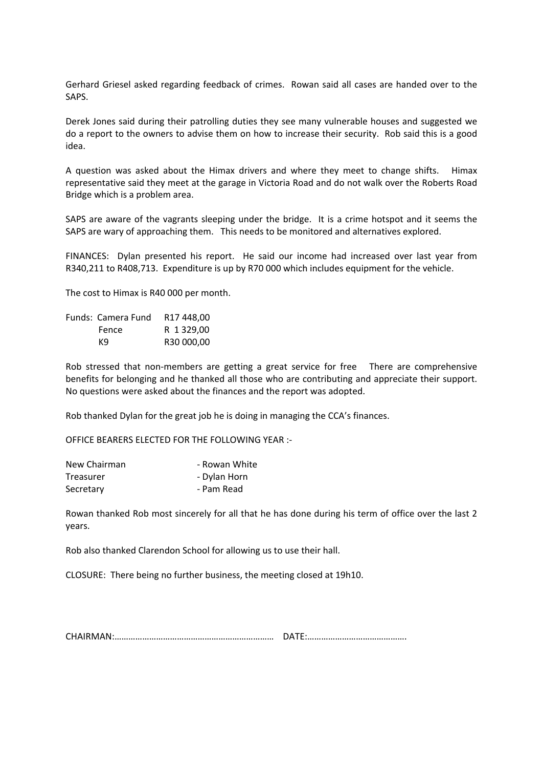Gerhard Griesel asked regarding feedback of crimes. Rowan said all cases are handed over to the SAPS.

Derek Jones said during their patrolling duties they see many vulnerable houses and suggested we do a report to the owners to advise them on how to increase their security. Rob said this is a good idea.

A question was asked about the Himax drivers and where they meet to change shifts. Himax representative said they meet at the garage in Victoria Road and do not walk over the Roberts Road Bridge which is a problem area.

SAPS are aware of the vagrants sleeping under the bridge. It is a crime hotspot and it seems the SAPS are wary of approaching them. This needs to be monitored and alternatives explored.

FINANCES: Dylan presented his report. He said our income had increased over last year from R340,211 to R408,713. Expenditure is up by R70 000 which includes equipment for the vehicle.

The cost to Himax is R40 000 per month.

| | |
|---|---|
| Funds: Camera Fund | R17 448,00 |
| Fence | R 1 329,00 |
| K9 | R30 000,00 |

Rob stressed that non-members are getting a great service for free There are comprehensive benefits for belonging and he thanked all those who are contributing and appreciate their support. No questions were asked about the finances and the report was adopted.

Rob thanked Dylan for the great job he is doing in managing the CCA's finances.

OFFICE BEARERS ELECTED FOR THE FOLLOWING YEAR :-

| | |
|---|---|
| New Chairman | - Rowan White |
| Treasurer | - Dylan Horn |
| Secretary | - Pam Read |

Rowan thanked Rob most sincerely for all that he has done during his term of office over the last 2 years.

Rob also thanked Clarendon School for allowing us to use their hall.

CLOSURE: There being no further business, the meeting closed at 19h10.

CHAIRMAN:…………………………………………………………… DATE:…………………………………….